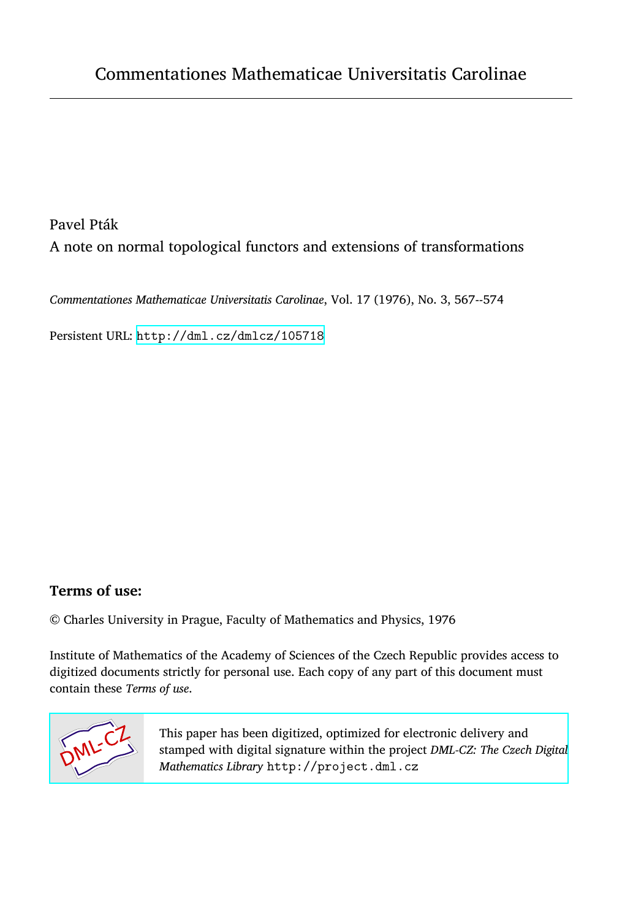Commentationes Mathematicae Universitatis Carolinae

Pavel Pták

A note on normal topological functors and extensions of transformations

*Commentationes Mathematicae Universitatis Carolinae*, Vol. 17 (1976), No. 3, 567--574

Persistent URL: http://dml.cz/dmlcz/105718

**Terms of use:**

© Charles University in Prague, Faculty of Mathematics and Physics, 1976

Institute of Mathematics of the Academy of Sciences of the Czech Republic provides access to digitized documents strictly for personal use. Each copy of any part of this document must contain these *Terms of use*.

This paper has been digitized, optimized for electronic delivery and stamped with digital signature within the project *DML-CZ: The Czech Digital Mathematics Library* http://project.dml.cz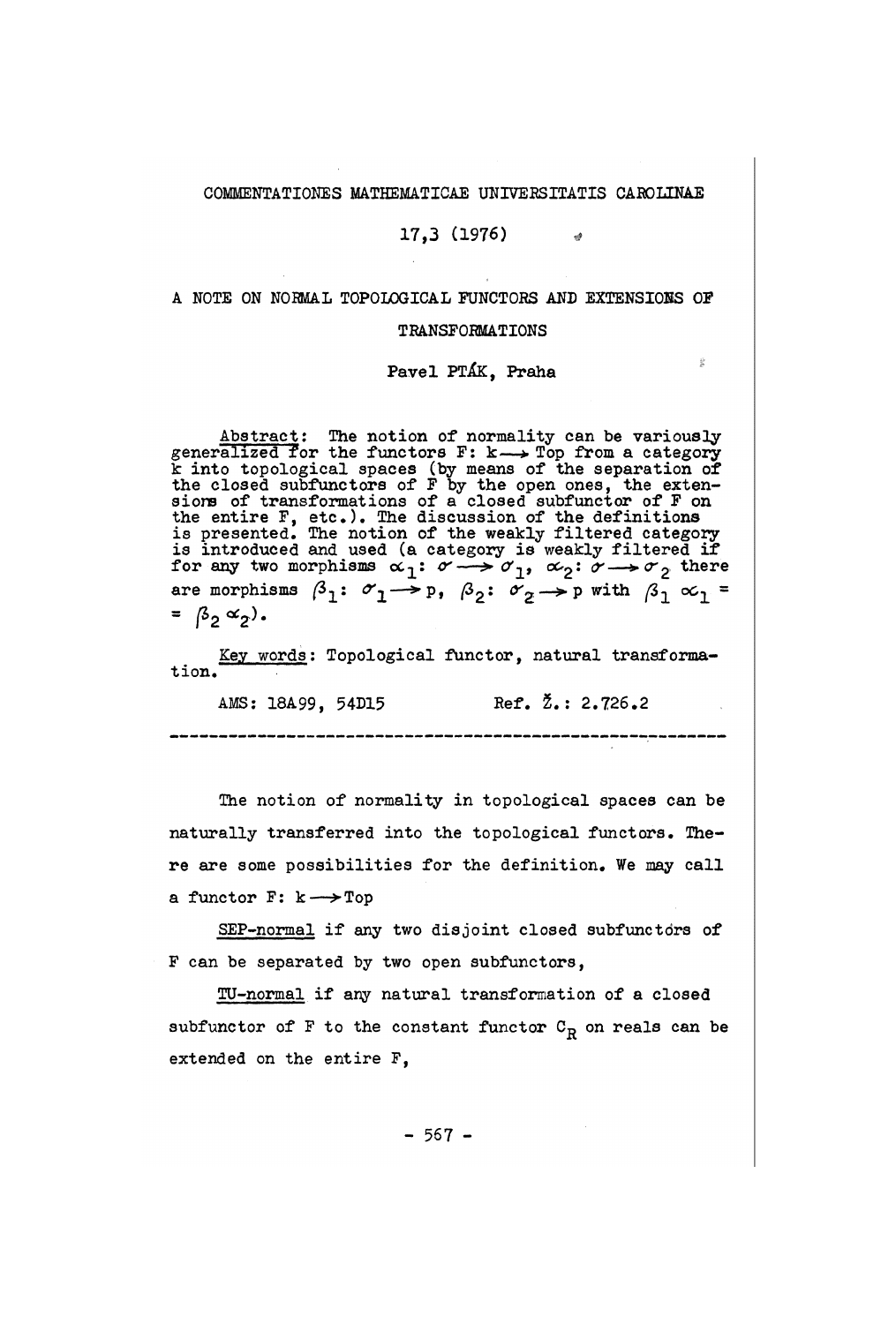COMMENTATIONES MATHEMATICAE UNIVERSITATIS CAROLINAE

17,3 (1976)

# A NOTE ON NORMAL TOPOLOGICAL FUNCTORS AND EXTENSIONS OF TRANSFORMATIONS

Pavel PTÁK, Praha

Abstract: The notion of normality can be variously generalized for the functors $F: k \longrightarrow Top$ from a category $k$ into topological spaces (by means of the separation of the closed subfunctors of $F$ by the open ones, the extensions of transformations of a closed subfunctor of $F$ on the entire $F$, etc.). The discussion of the definitions is presented. The notion of the weakly filtered category is introduced and used (a category is weakly filtered if for any two morphisms $\alpha_1: \sigma \longrightarrow \sigma_1$, $\alpha_2: \sigma \longrightarrow \sigma_2$ there are morphisms $\beta_1: \sigma_1 \longrightarrow p$, $\beta_2: \sigma_2 \longrightarrow p$ with $\beta_1 \alpha_1 = \beta_2 \alpha_2$).

Key words: Topological functor, natural transformation.

AMS: 18A99, 54D15 Ref. Ž.: 2.726.2

---

The notion of normality in topological spaces can be naturally transferred into the topological functors. There are some possibilities for the definition. We may call a functor $F: k \longrightarrow Top$

SEP-normal if any two disjoint closed subfunctors of $F$ can be separated by two open subfunctors,

TU-normal if any natural transformation of a closed subfunctor of $F$ to the constant functor $C_R$ on reals can be extended on the entire $F$,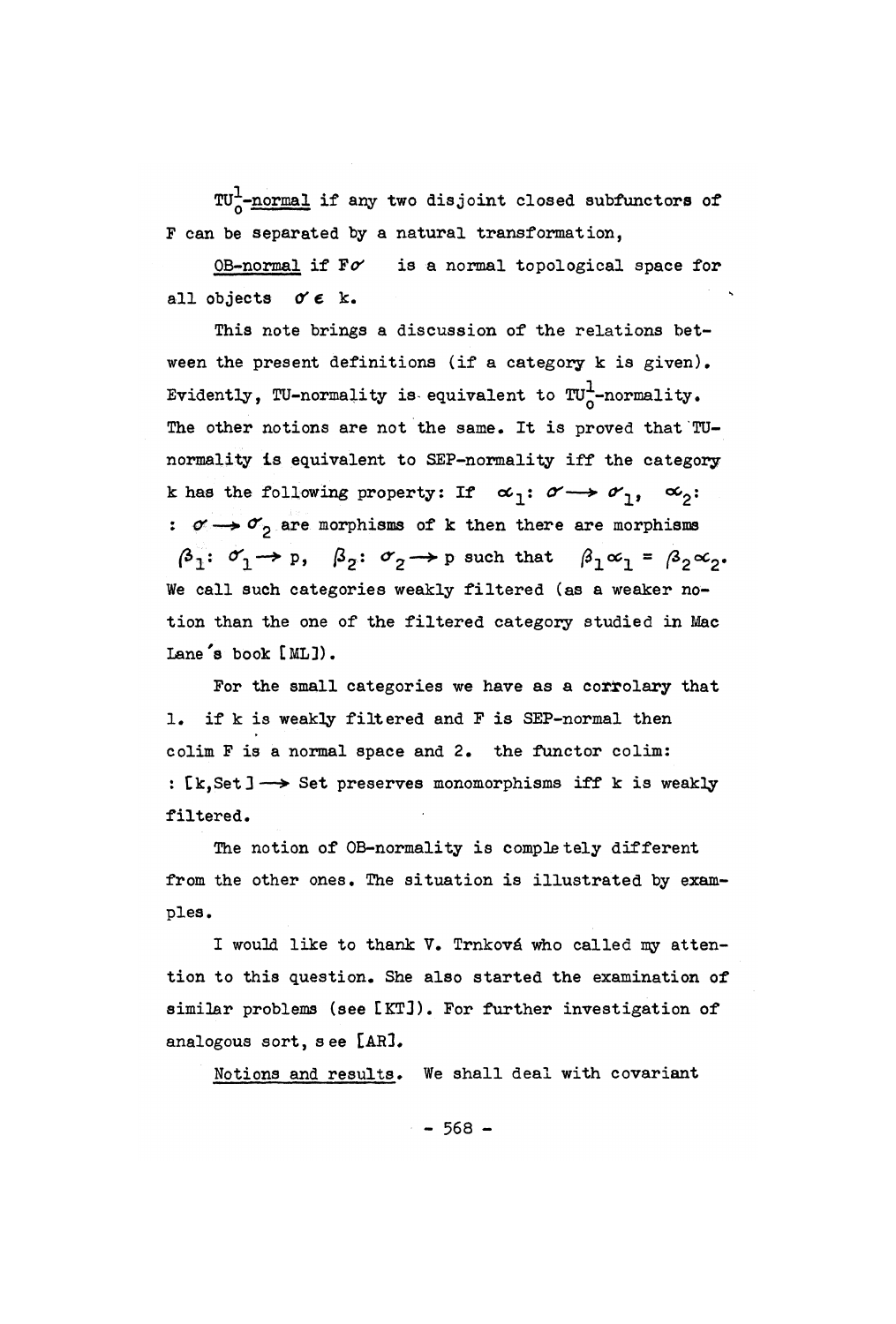$TU_0^1$-normal if any two disjoint closed subfunctors of F can be separated by a natural transformation,

OB-normal if $F\sigma$ is a normal topological space for all objects $\sigma \in k$.

This note brings a discussion of the relations between the present definitions (if a category k is given). Evidently, TU-normality is equivalent to $TU_0^1$-normality. The other notions are not the same. It is proved that TU-normality is equivalent to SEP-normality iff the category k has the following property: If $\alpha_1 : \sigma \longrightarrow \sigma_1$, $\alpha_2 :$ $: \sigma \longrightarrow \sigma_2$ are morphisms of k then there are morphisms $\beta_1 : \sigma_1 \longrightarrow p$, $\beta_2 : \sigma_2 \longrightarrow p$ such that $\beta_1 \alpha_1 = \beta_2 \alpha_2$. We call such categories weakly filtered (as a weaker notion than the one of the filtered category studied in Mac Lane's book [ML]).

For the small categories we have as a corrolary that 1. if k is weakly filtered and F is SEP-normal then colim F is a normal space and 2. the functor colim: $: [k, \mathrm{Set}] \longrightarrow \mathrm{Set}$ preserves monomorphisms iff k is weakly filtered.

The notion of OB-normality is completely different from the other ones. The situation is illustrated by examples.

I would like to thank V. Trnková who called my attention to this question. She also started the examination of similar problems (see [KT]). For further investigation of analogous sort, see [AR].

Notions and results. We shall deal with covariant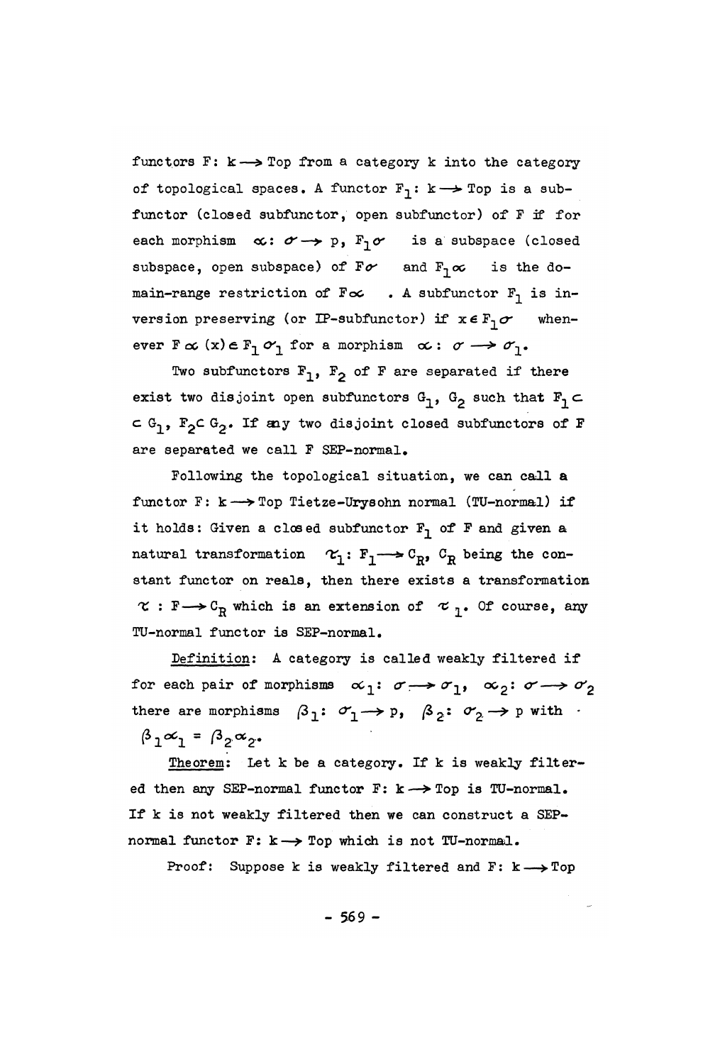functors $F: k \longrightarrow Top$ from a category k into the category of topological spaces. A functor $F_1: k \longrightarrow Top$ is a subfunctor (closed subfunctor, open subfunctor) of F if for each morphism $\alpha: \sigma \longrightarrow p$, $F_1\sigma$ is a subspace (closed subspace, open subspace) of $F\sigma$ and $F_1\alpha$ is the domain-range restriction of $F\alpha$. A subfunctor $F_1$ is inversion preserving (or IP-subfunctor) if $x \in F_1\sigma$ whenever $F\alpha(x) \in F_1\sigma_1$ for a morphism $\alpha: \sigma \longrightarrow \sigma_1$.

Two subfunctors $F_1$, $F_2$ of F are separated if there exist two disjoint open subfunctors $G_1$, $G_2$ such that $F_1 \subset G_1$, $F_2 \subset G_2$. If any two disjoint closed subfunctors of F are separated we call F SEP-normal.

Following the topological situation, we can call a functor $F: k \longrightarrow Top$ Tietze-Urysohn normal (TU-normal) if it holds: Given a closed subfunctor $F_1$ of F and given a natural transformation $\tau_1: F_1 \longrightarrow C_R$, $C_R$ being the constant functor on reals, then there exists a transformation $\tau: F \longrightarrow C_R$ which is an extension of $\tau_1$. Of course, any TU-normal functor is SEP-normal.

<u>Definition</u>: A category is called weakly filtered if for each pair of morphisms $\alpha_1: \sigma \longrightarrow \sigma_1$, $\alpha_2: \sigma \longrightarrow \sigma_2$ there are morphisms $\beta_1: \sigma_1 \longrightarrow p$, $\beta_2: \sigma_2 \longrightarrow p$ with $\beta_1\alpha_1 = \beta_2\alpha_2$.

<u>Theorem</u>: Let k be a category. If k is weakly filtered then any SEP-normal functor $F: k \longrightarrow Top$ is TU-normal. If k is not weakly filtered then we can construct a SEP-normal functor $F: k \longrightarrow Top$ which is not TU-normal.

Proof: Suppose k is weakly filtered and $F: k \longrightarrow Top$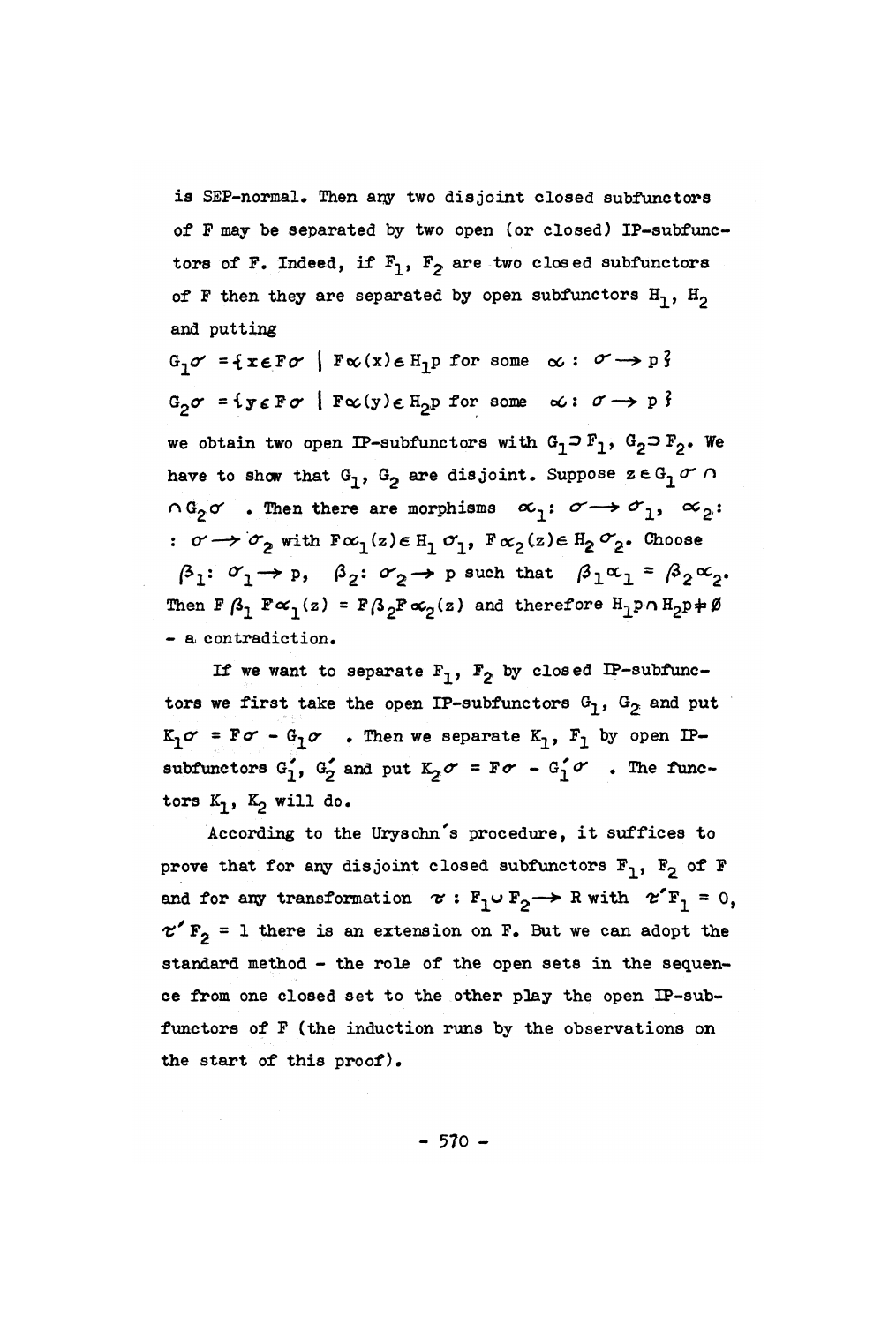is SEP-normal. Then any two disjoint closed subfunctors of F may be separated by two open (or closed) IP-subfunctors of F. Indeed, if $F_1$, $F_2$ are two closed subfunctors of F then they are separated by open subfunctors $H_1$, $H_2$ and putting

$$G_1\sigma = \{x \in F\sigma \mid F\alpha(x) \in H_1 p \text{ for some } \alpha : \sigma \rightarrow p\}$$

$$G_2\sigma = \{y \in F\sigma \mid F\alpha(y) \in H_2 p \text{ for some } \alpha : \sigma \rightarrow p\}$$

we obtain two open IP-subfunctors with $G_1 \supset F_1$, $G_2 \supset F_2$. We have to show that $G_1$, $G_2$ are disjoint. Suppose $z \in G_1\sigma \cap G_2\sigma$. Then there are morphisms $\alpha_1 : \sigma \rightarrow \sigma_1$, $\alpha_2 : \sigma \rightarrow \sigma_2$ with $F\alpha_1(z) \in H_1\sigma_1$, $F\alpha_2(z) \in H_2\sigma_2$. Choose $\beta_1 : \sigma_1 \rightarrow p$, $\beta_2 : \sigma_2 \rightarrow p$ such that $\beta_1\alpha_1 = \beta_2\alpha_2$. Then $F\beta_1 F\alpha_1(z) = F\beta_2 F\alpha_2(z)$ and therefore $H_1 p \cap H_2 p \neq \emptyset$ – a contradiction.

If we want to separate $F_1$, $F_2$ by closed IP-subfunctors we first take the open IP-subfunctors $G_1$, $G_2$ and put $K_1\sigma = F\sigma - G_1\sigma$. Then we separate $K_1$, $F_1$ by open IP-subfunctors $G_1'$, $G_2'$ and put $K_2\sigma = F\sigma - G_1'\sigma$. The functors $K_1$, $K_2$ will do.

According to the Urysohn's procedure, it suffices to prove that for any disjoint closed subfunctors $F_1$, $F_2$ of F and for any transformation $\tau : F_1 \cup F_2 \rightarrow R$ with $\tau' F_1 = 0$, $\tau' F_2 = 1$ there is an extension on F. But we can adopt the standard method – the role of the open sets in the sequence from one closed set to the other play the open IP-subfunctors of F (the induction runs by the observations on the start of this proof).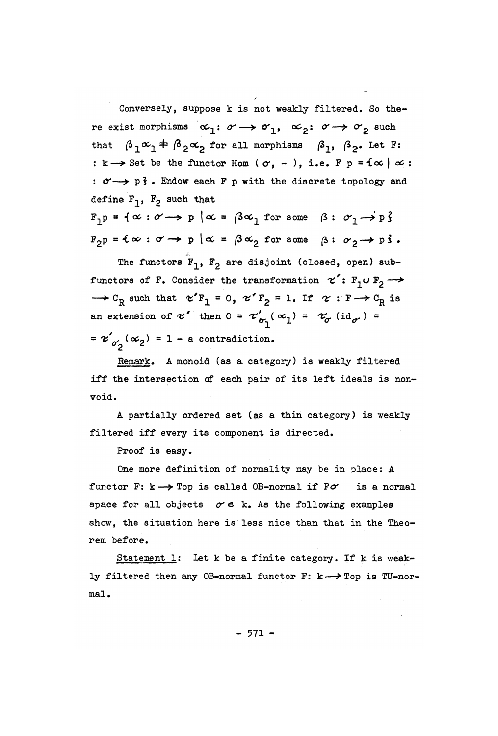Conversely, suppose k is not weakly filtered. So there exist morphisms $\alpha_1: \sigma \to \sigma_1$, $\alpha_2: \sigma \to \sigma_2$ such that $\beta_1\alpha_1 \neq \beta_2\alpha_2$ for all morphisms $\beta_1$, $\beta_2$. Let F: $: k \to$ Set be the functor Hom $(\sigma, -)$, i.e. $F\, p = \{\alpha \mid \alpha : \sigma \to p\}$. Endow each F p with the discrete topology and define $F_1$, $F_2$ such that

$$F_1 p = \{\alpha : \sigma \to p \mid \alpha = \beta\alpha_1 \text{ for some } \beta : \sigma_1 \to p\}$$

$$F_2 p = \{\alpha : \sigma \to p \mid \alpha = \beta\alpha_2 \text{ for some } \beta : \sigma_2 \to p\}.$$

The functors $F_1$, $F_2$ are disjoint (closed, open) subfunctors of F. Consider the transformation $\tau' : F_1 \cup F_2 \to C_R$ such that $\tau' F_1 = 0$, $\tau' F_2 = 1$. If $\tau : F \to C_R$ is an extension of $\tau'$ then $0 = \tau'_{\sigma_1}(\alpha_1) = \tau_\sigma(\mathrm{id}_\sigma) = \tau'_{\sigma_2}(\alpha_2) = 1$ - a contradiction.

Remark. A monoid (as a category) is weakly filtered iff the intersection of each pair of its left ideals is nonvoid.

A partially ordered set (as a thin category) is weakly filtered iff every its component is directed.

Proof is easy.

One more definition of normality may be in place: A functor $F: k \to$ Top is called OB-normal if $F\sigma$ is a normal space for all objects $\sigma \in k$. As the following examples show, the situation here is less nice than that in the Theorem before.

Statement 1: Let k be a finite category. If k is weakly filtered then any OB-normal functor $F: k \to$ Top is TU-normal.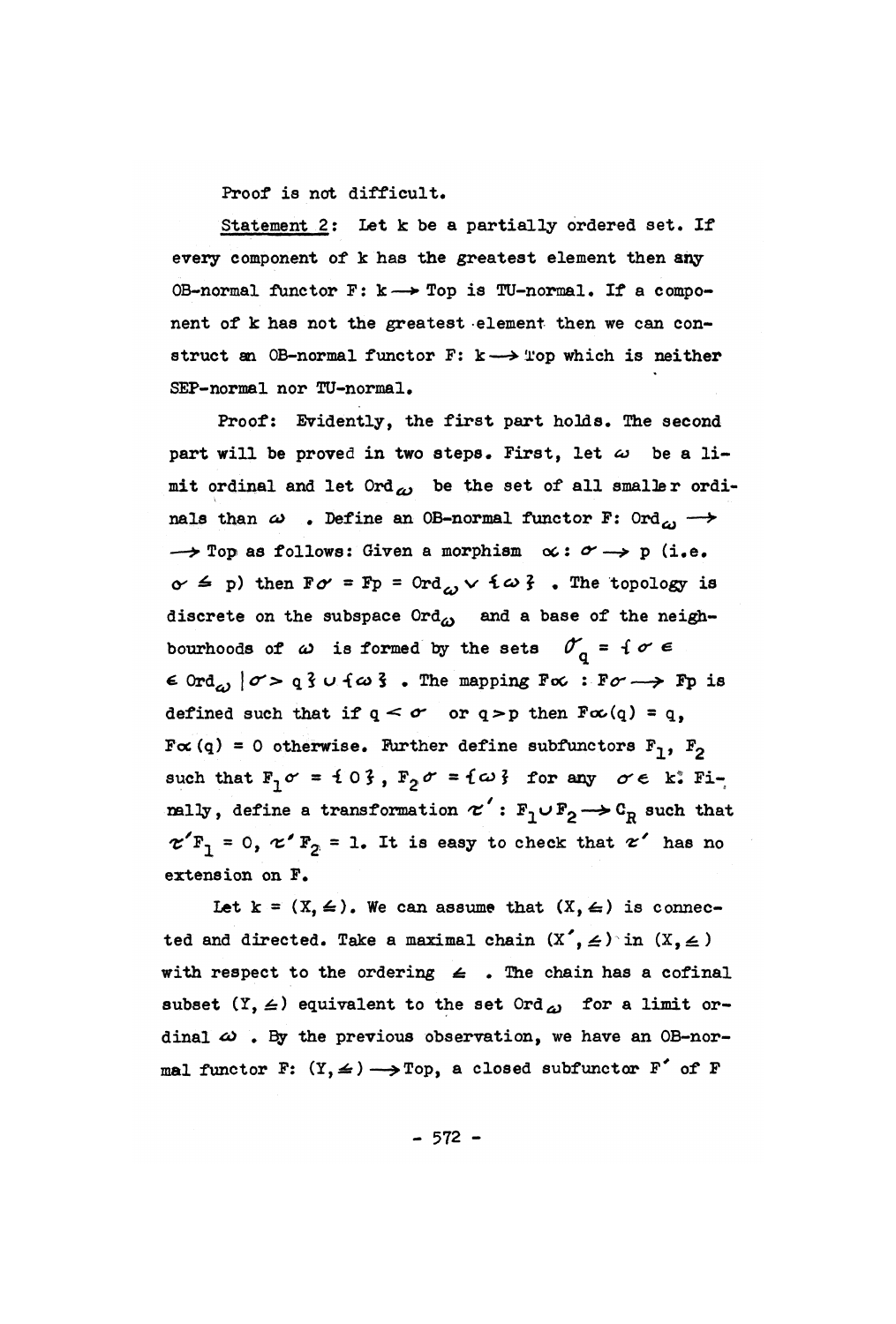Proof is not difficult.

<u>Statement 2</u>: Let k be a partially ordered set. If every component of k has the greatest element then any OB-normal functor $F: k \longrightarrow$ Top is TU-normal. If a component of k has not the greatest element then we can construct an OB-normal functor $F: k \longrightarrow$ Top which is neither SEP-normal nor TU-normal.

Proof: Evidently, the first part holds. The second part will be proved in two steps. First, let $\omega$ be a limit ordinal and let $\mathrm{Ord}_{\omega}$ be the set of all smaller ordinals than $\omega$. Define an OB-normal functor $F: \mathrm{Ord}_{\omega} \longrightarrow$ $\longrightarrow$ Top as follows: Given a morphism $\alpha: \sigma \longrightarrow p$ (i.e. $\sigma \leq p$) then $F\sigma = Fp = \mathrm{Ord}_{\omega} \vee \{\omega\}$. The topology is discrete on the subspace $\mathrm{Ord}_{\omega}$ and a base of the neighbourhoods of $\omega$ is formed by the sets $\mathcal{O}_q = \{\sigma \in \mathrm{Ord}_{\omega} \mid \sigma > q\} \cup \{\omega\}$. The mapping $F\alpha : F\sigma \longrightarrow Fp$ is defined such that if $q < \sigma$ or $q > p$ then $F\alpha(q) = q$, $F\alpha(q) = 0$ otherwise. Further define subfunctors $F_1$, $F_2$ such that $F_1\sigma = \{0\}$, $F_2\sigma = \{\omega\}$ for any $\sigma \in k$. Finally, define a transformation $\tau' : F_1 \cup F_2 \longrightarrow C_R$ such that $\tau' F_1 = 0$, $\tau' F_2 = 1$. It is easy to check that $\tau'$ has no extension on F.

Let $k = (X, \leq)$. We can assume that $(X, \leq)$ is connected and directed. Take a maximal chain $(X', \leq)$ in $(X, \leq)$ with respect to the ordering $\leq$. The chain has a cofinal subset $(Y, \leq)$ equivalent to the set $\mathrm{Ord}_{\omega}$ for a limit ordinal $\omega$. By the previous observation, we have an OB-normal functor $F: (Y, \leq) \longrightarrow$ Top, a closed subfunctor $F'$ of F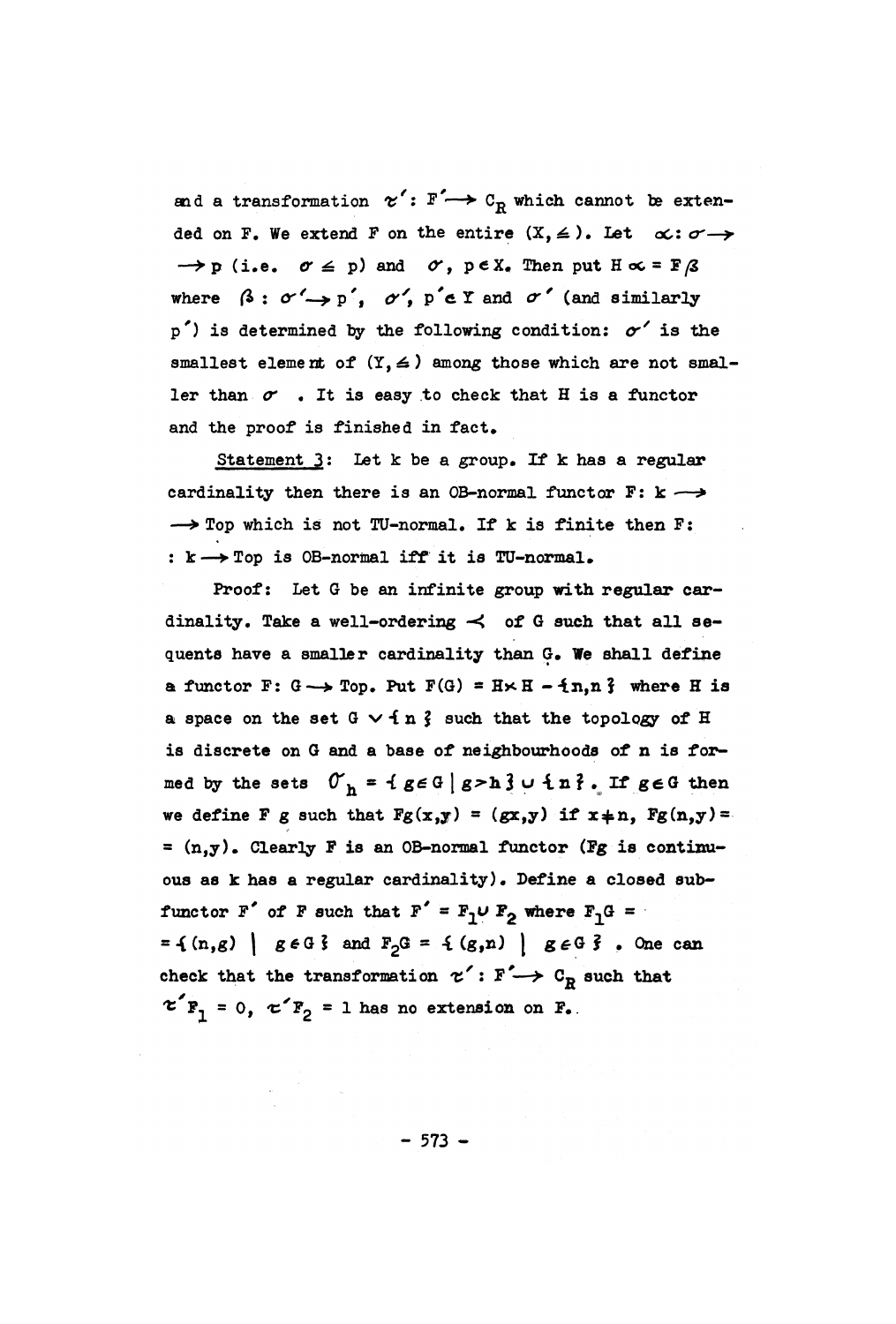and a transformation $\tau' : F' \longrightarrow C_R$ which cannot be extended on F. We extend F on the entire $(X, \leq)$. Let $\alpha : \sigma \longrightarrow p$ (i.e. $\sigma \leq p$) and $\sigma$, $p \in X$. Then put $H\alpha = F\beta$ where $\beta : \sigma' \longrightarrow p'$, $\sigma', p' \in Y$ and $\sigma'$ (and similarly $p'$) is determined by the following condition: $\sigma'$ is the smallest element of $(Y, \leq)$ among those which are not smaller than $\sigma$. It is easy to check that H is a functor and the proof is finished in fact.

Statement 3: Let k be a group. If k has a regular cardinality then there is an OB-normal functor $F : k \longrightarrow \text{Top}$ which is not TU-normal. If k is finite then $F : k \longrightarrow \text{Top}$ is OB-normal iff it is TU-normal.

Proof: Let G be an infinite group with regular cardinality. Take a well-ordering $\prec$ of G such that all sequents have a smaller cardinality than G. We shall define a functor $F : G \longrightarrow \text{Top}$. Put $F(G) = H \times H - \{n, n\}$ where H is a space on the set $G \vee \{n\}$ such that the topology of H is discrete on G and a base of neighbourhoods of n is formed by the sets $\mathcal{O}_h = \{g \in G \mid g > h\} \cup \{n\}$. If $g \in G$ then we define F g such that $Fg(x,y) = (gx, y)$ if $x \neq n$, $Fg(n,y) = (n,y)$. Clearly F is an OB-normal functor (Fg is continuous as k has a regular cardinality). Define a closed subfunctor $F'$ of F such that $F' = F_1 \cup F_2$ where $F_1 G = \{(n,g) \mid g \in G\}$ and $F_2 G = \{(g,n) \mid g \in G\}$. One can check that the transformation $\tau' : F' \longrightarrow C_R$ such that $\tau' F_1 = 0$, $\tau' F_2 = 1$ has no extension on F.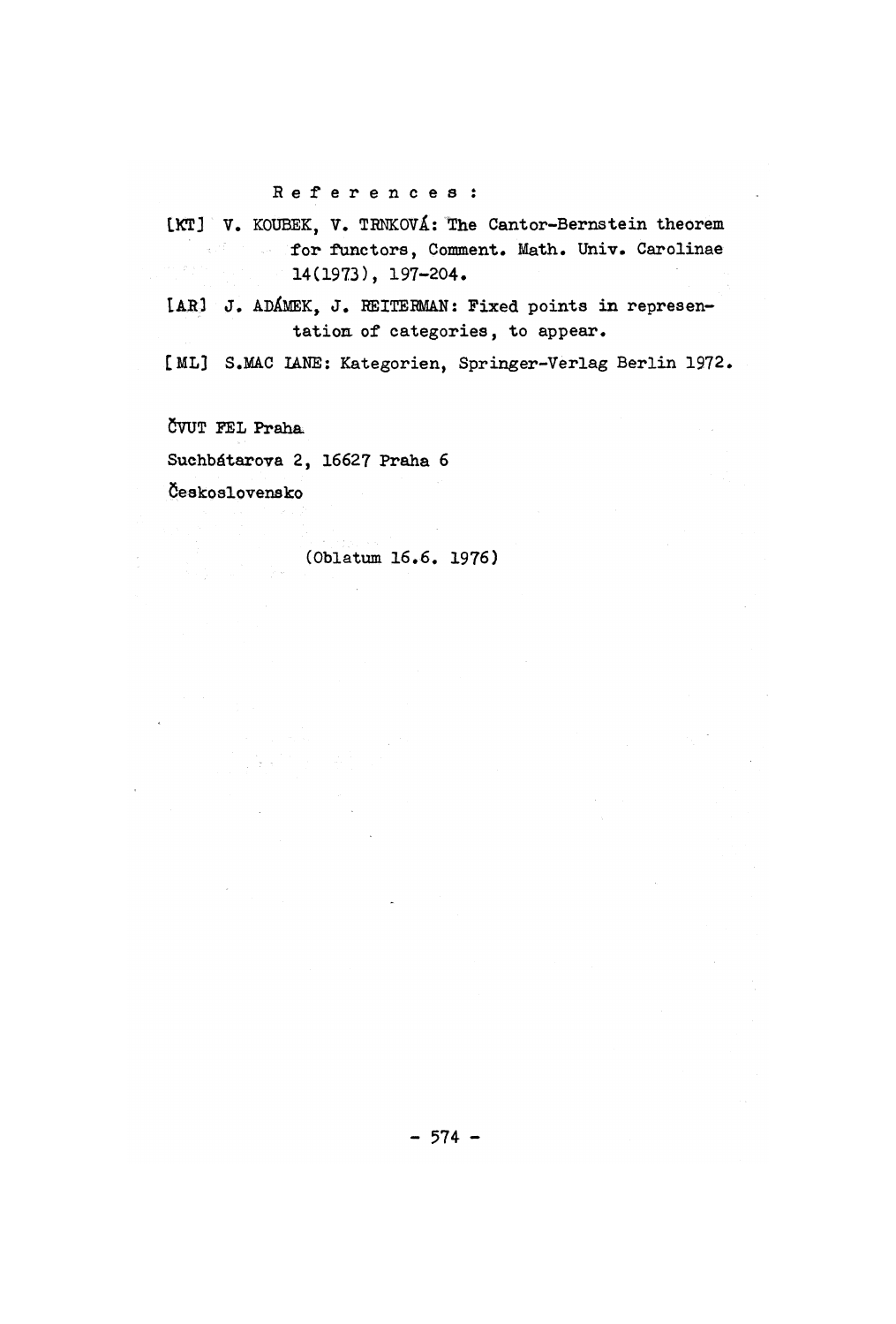## References:

[KT] V. KOUBEK, V. TRNKOVÁ: The Cantor-Bernstein theorem for functors, Comment. Math. Univ. Carolinae 14(1973), 197-204.

[AR] J. ADÁMEK, J. REITERMAN: Fixed points in representation of categories, to appear.

[ML] S.MAC LANE: Kategorien, Springer-Verlag Berlin 1972.

ČVUT FEL Praha

Suchbátarova 2, 16627 Praha 6

Československo

(Oblatum 16.6. 1976)